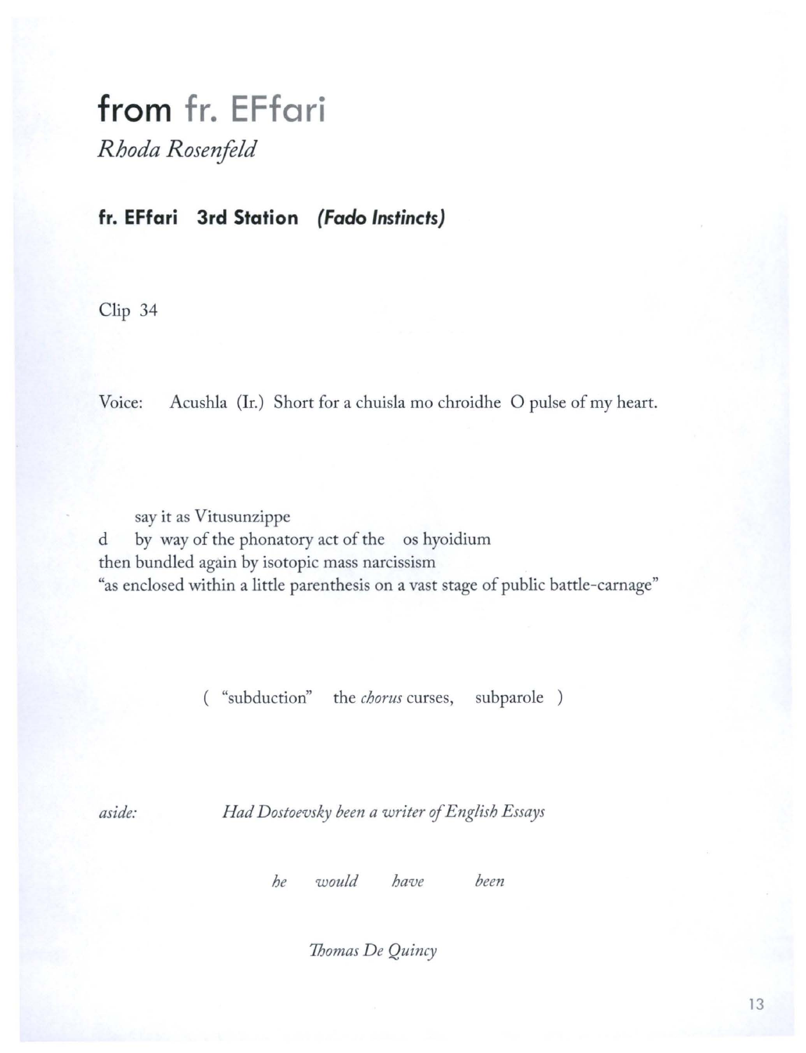# from fr. EFfari

*Rhoda Rosenfeld*

## fr. EFfari 3rd Station *(Fado Instincts)*

Clip 34

Voice: Acushla (Ir.) Short for a chuisla mo chroidhe O pulse of my heart.

say it as Vitusunzippe
d by way of the phonatory act of the os hyoidium
then bundled again by isotopic mass narcissism
"as enclosed within a little parenthesis on a vast stage of public battle-carnage"

( "subduction" the *chorus* curses, subparole )

*aside:* *Had Dostoevsky been a writer of English Essays*

*he would have been*

*Thomas De Quincy*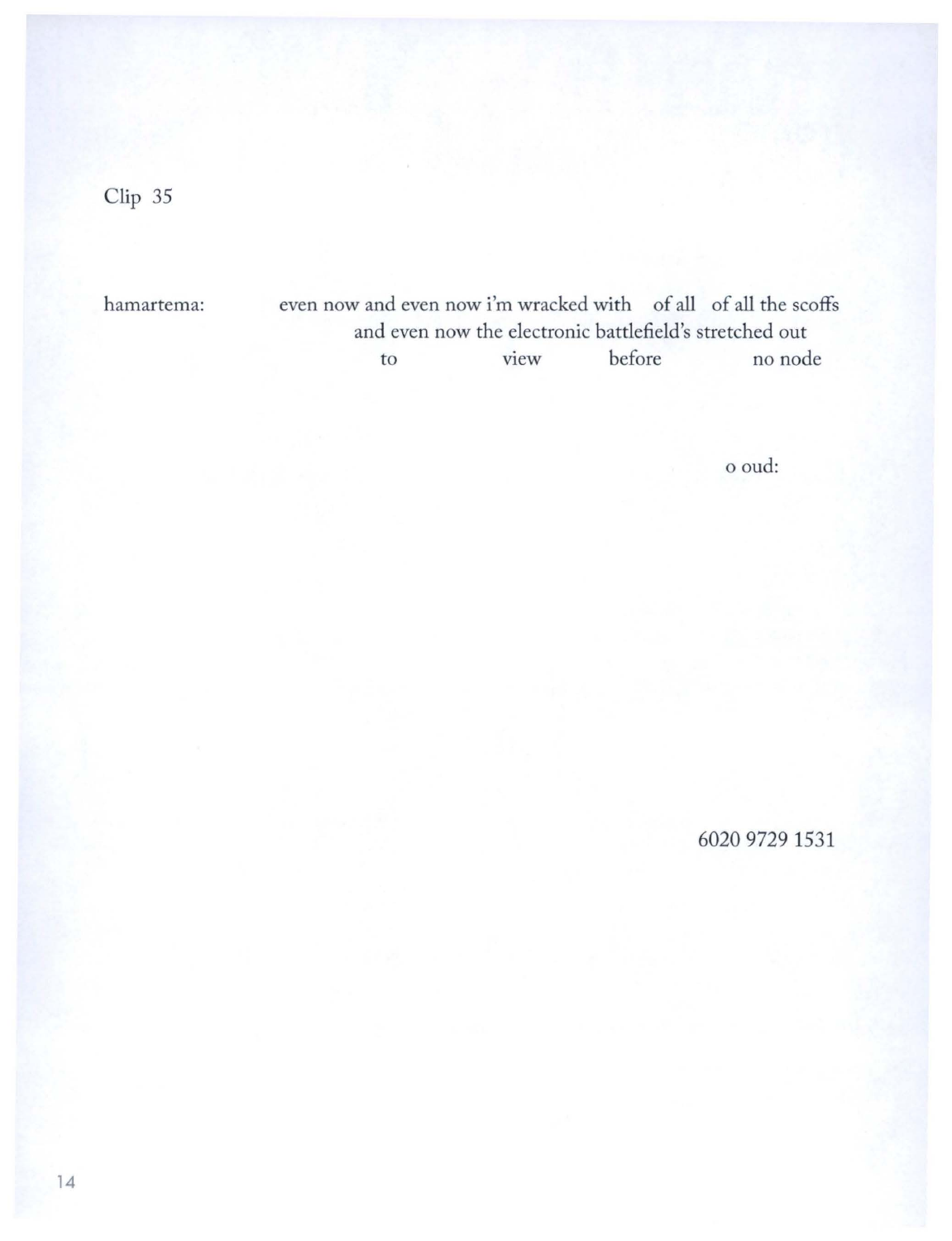Clip 35

hamartema: even now and even now i'm wracked with of all of all the scoffs
and even now the electronic battlefield's stretched out
to view before no node

o oud:

6020 9729 1531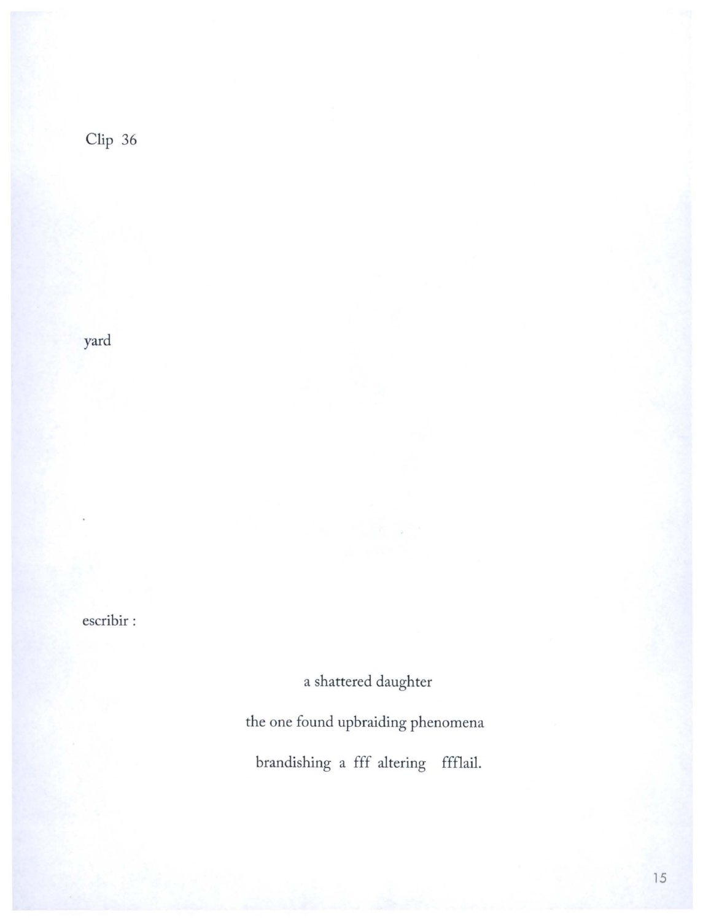Clip 36

yard

.

escribir :

a shattered daughter

the one found upbraiding phenomena

brandishing a fff altering ffflail.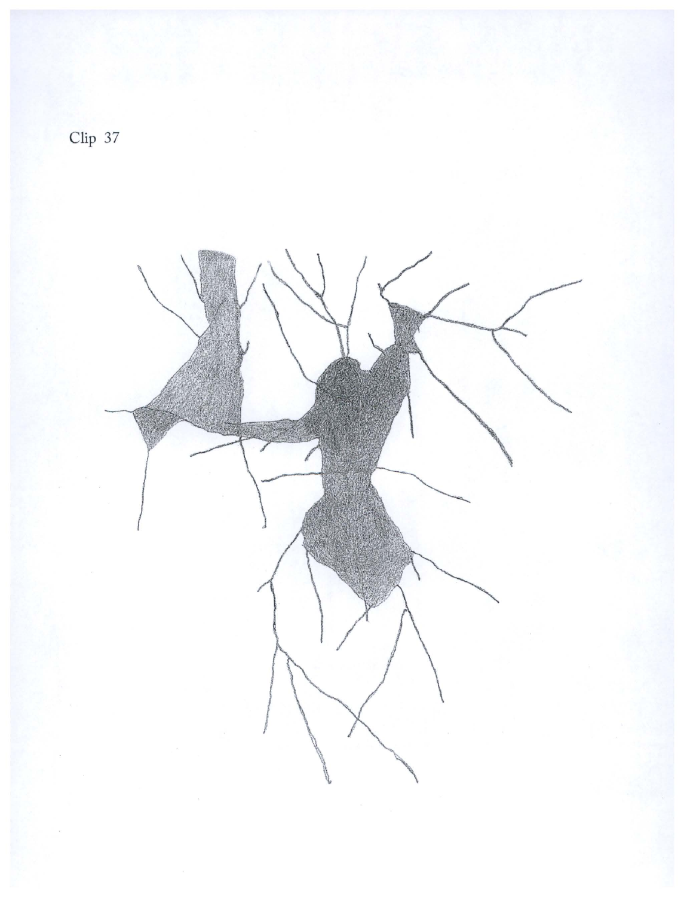Clip 37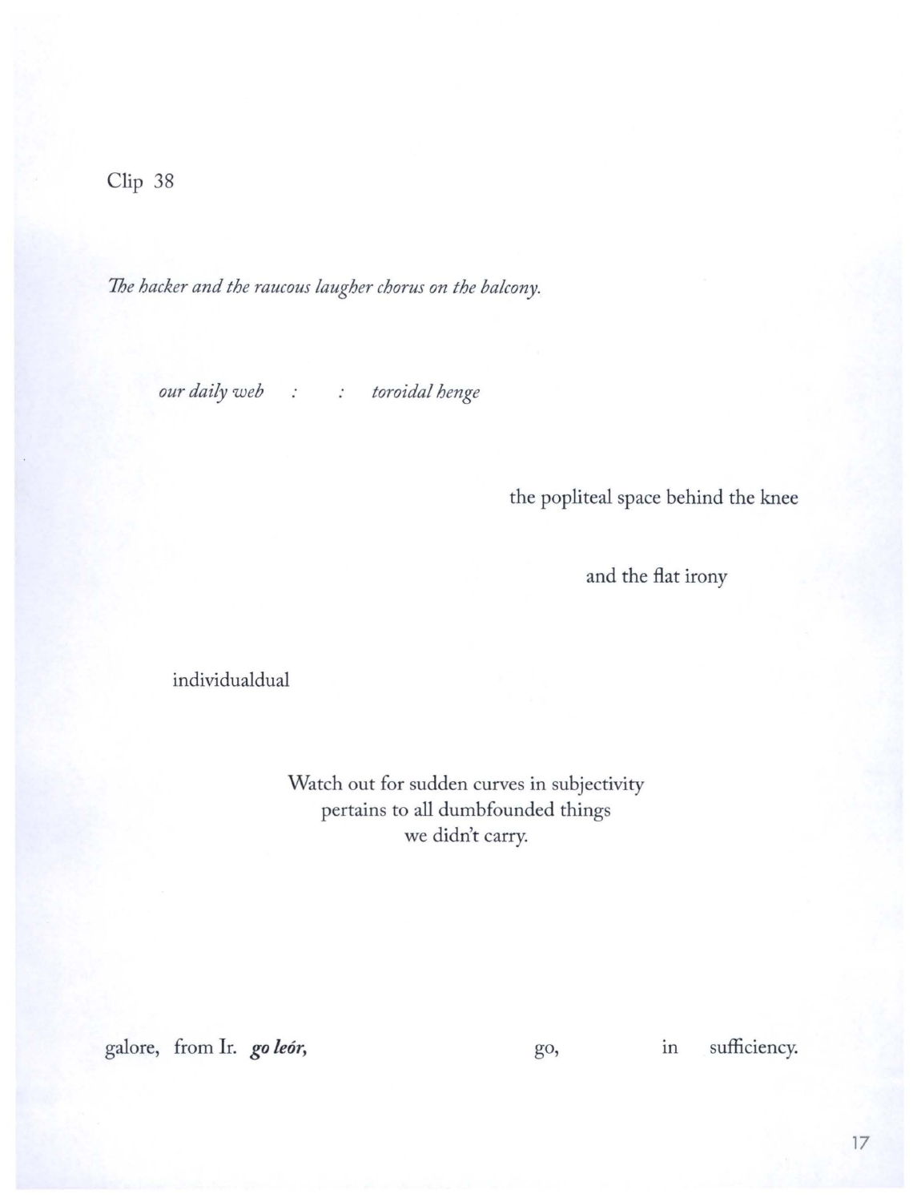Clip 38

*The hacker and the raucous laugher chorus on the balcony.*

*our daily web     :     :     toroidal henge*

the popliteal space behind the knee

and the flat irony

individualdual

Watch out for sudden curves in subjectivity
pertains to all dumbfounded things
we didn't carry.

galore, from Ir. ***go leór,*** go, in sufficiency.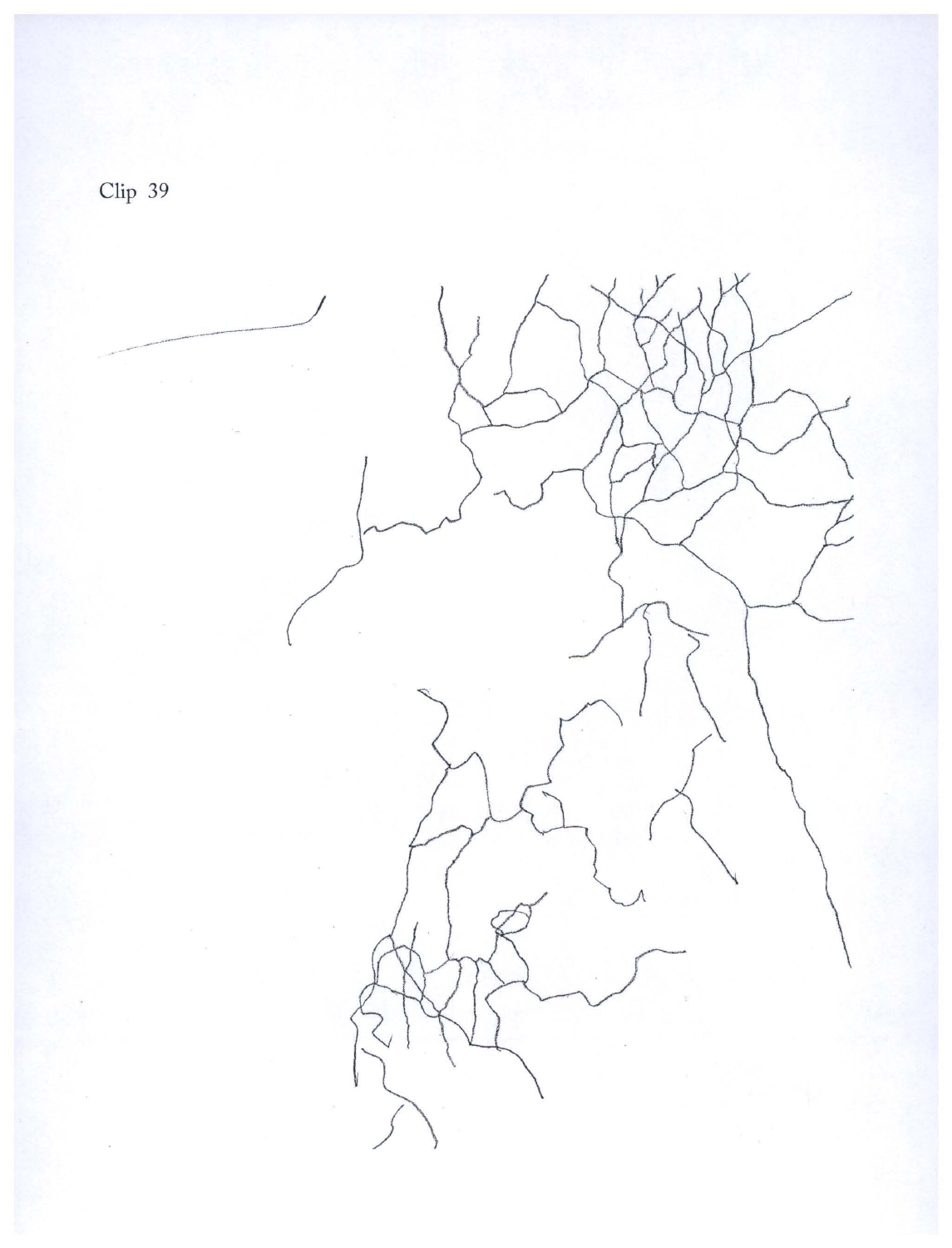Clip 39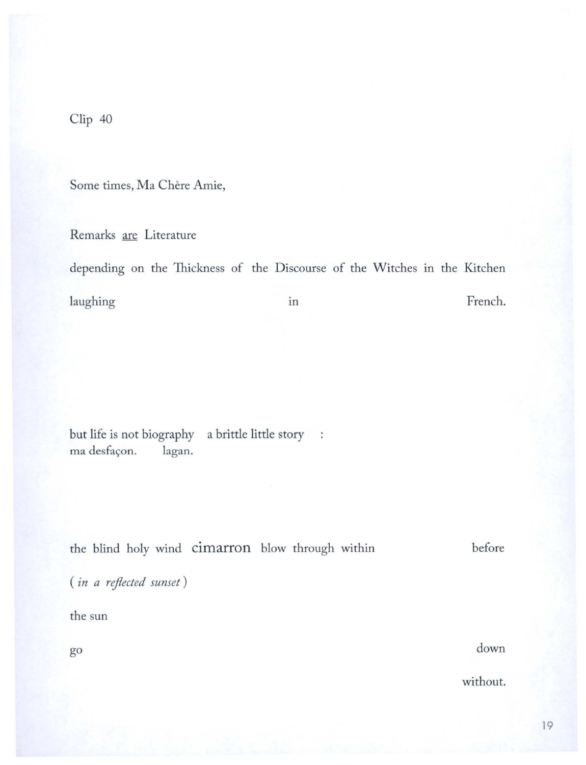Clip 40

Some times, Ma Chère Amie,

Remarks <u>are</u> Literature

depending on the Thickness of the Discourse of the Witches in the Kitchen

laughing in French.

but life is not biography a brittle little story :
ma desfaçon. lagan.

the blind holy wind cimarron blow through within before

( *in a reflected sunset* )

the sun

go down

without.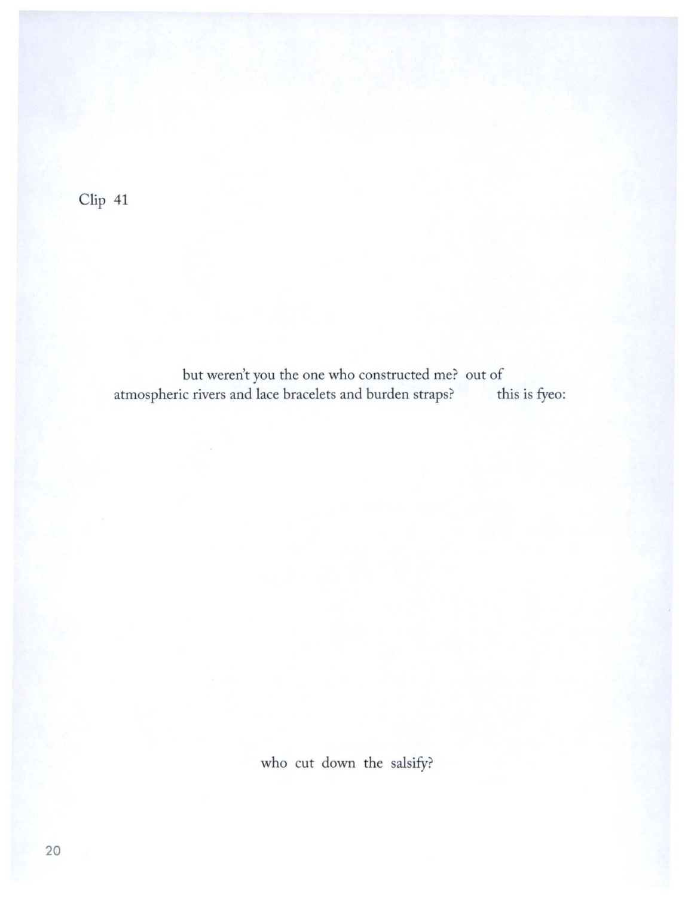Clip 41

but weren't you the one who constructed me? out of
atmospheric rivers and lace bracelets and burden straps? this is fyeo:

who cut down the salsify?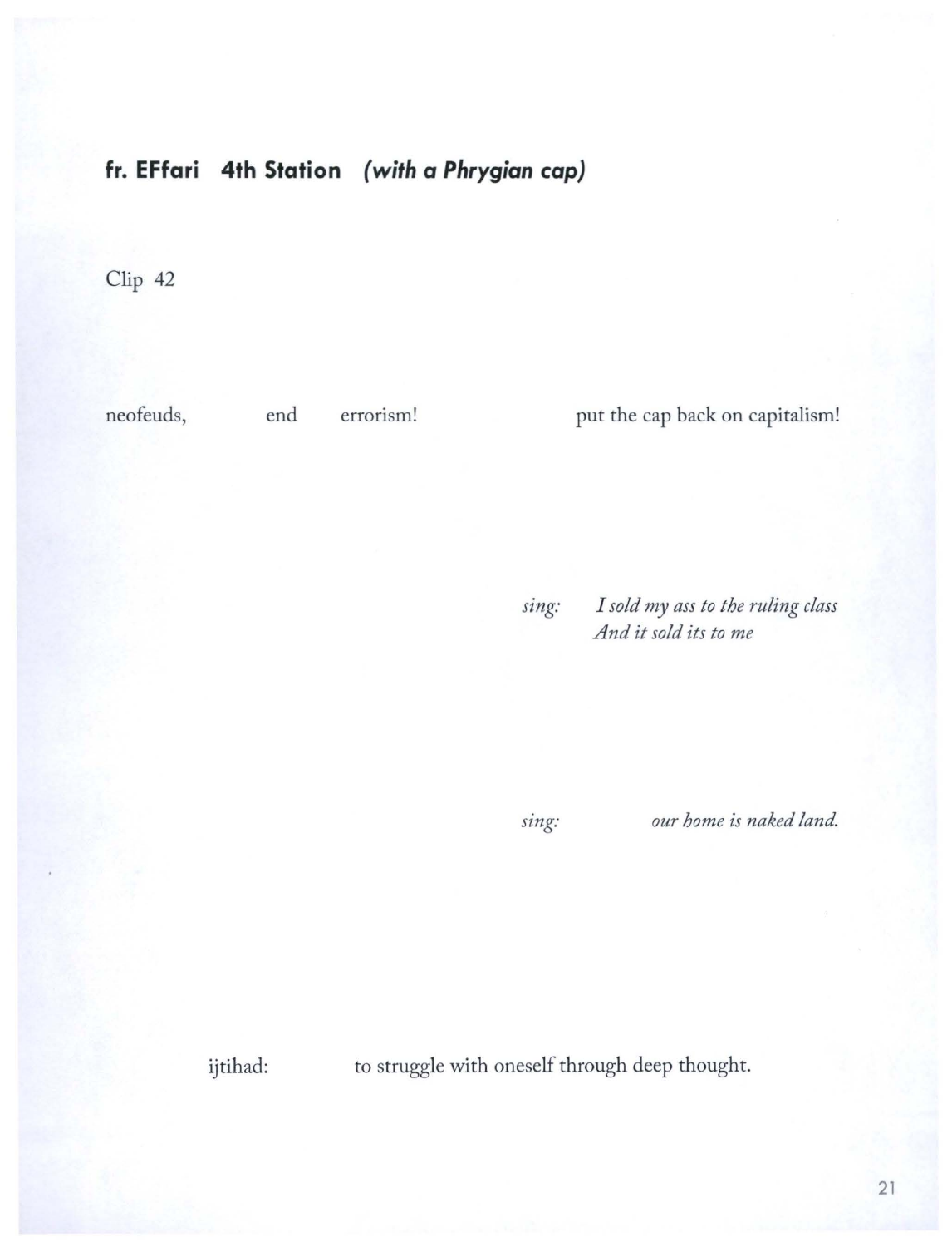**fr. EFfari 4th Station *(with a Phrygian cap)***

Clip 42

neofeuds, end errorism! put the cap back on capitalism!

*sing:* *I sold my ass to the ruling class*
*And it sold its to me*

*sing:* *our home is naked land.*

ijtihad: to struggle with oneself through deep thought.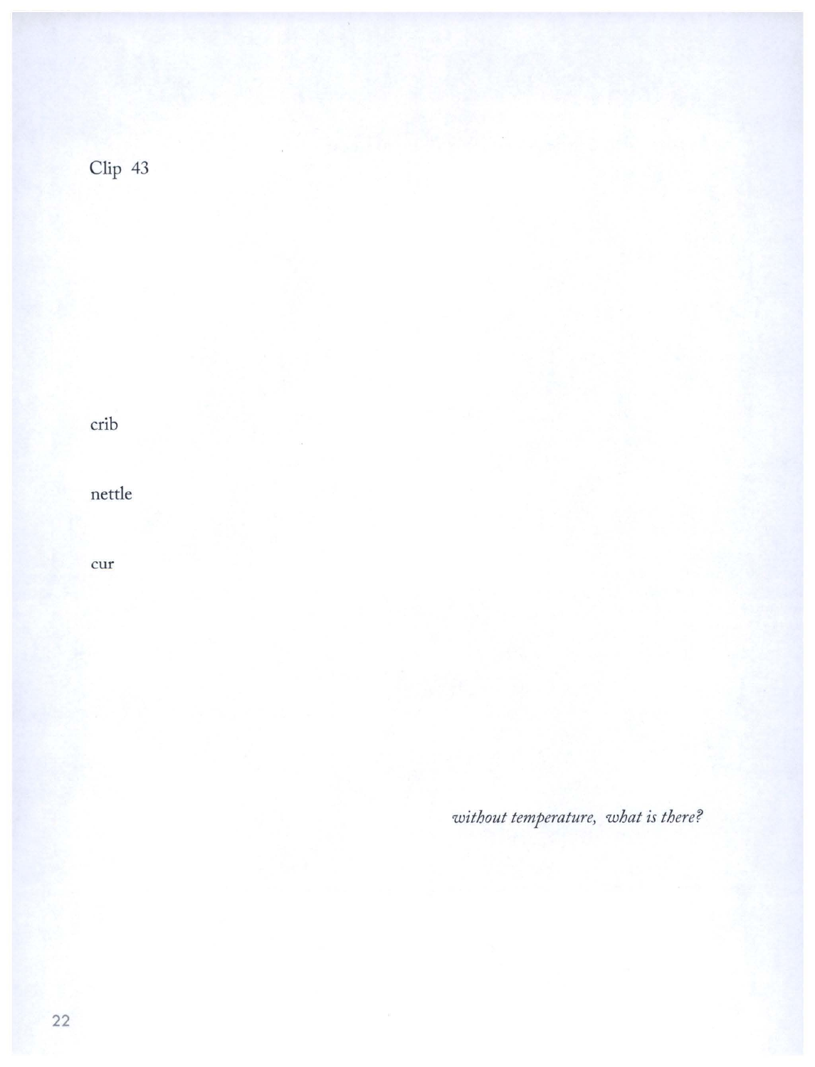Clip 43

crib

nettle

cur

*without temperature, what is there?*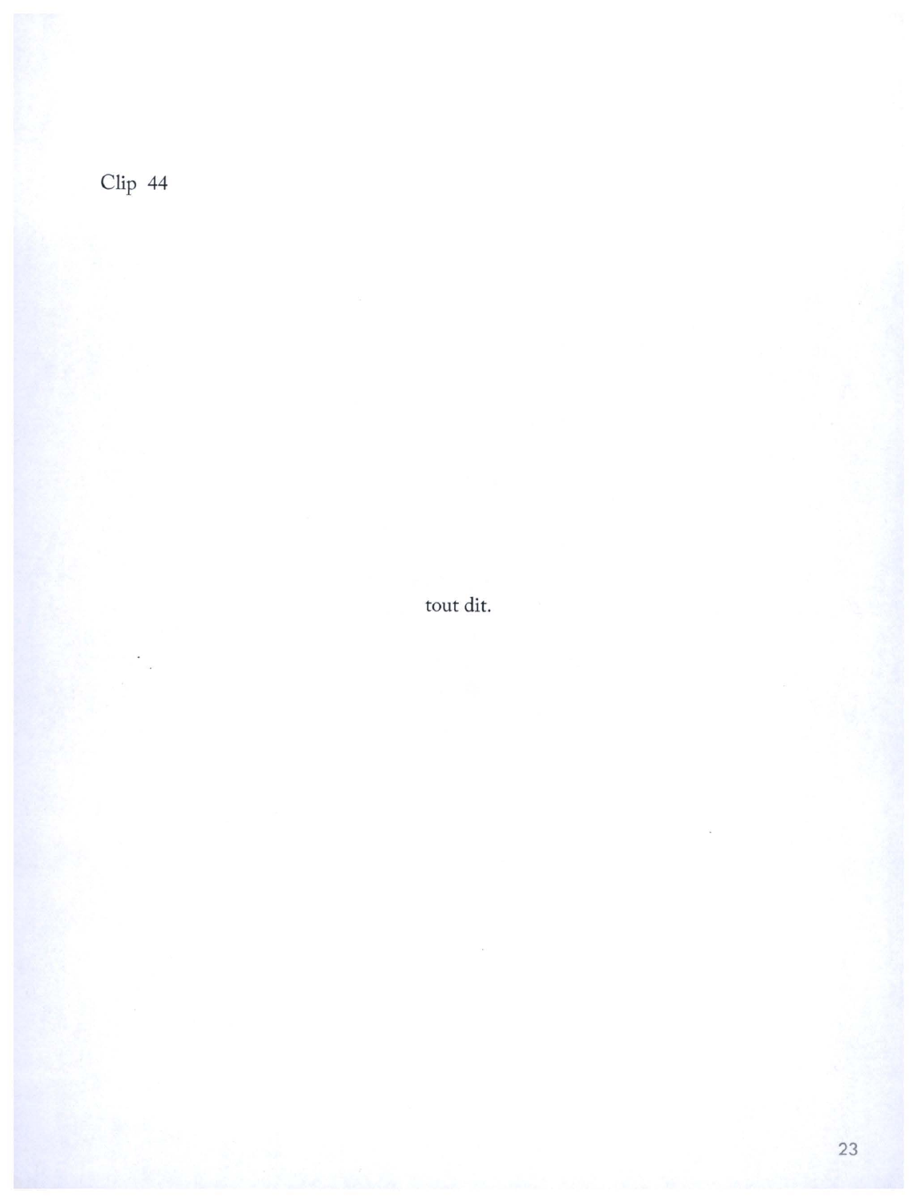Clip 44

tout dit.